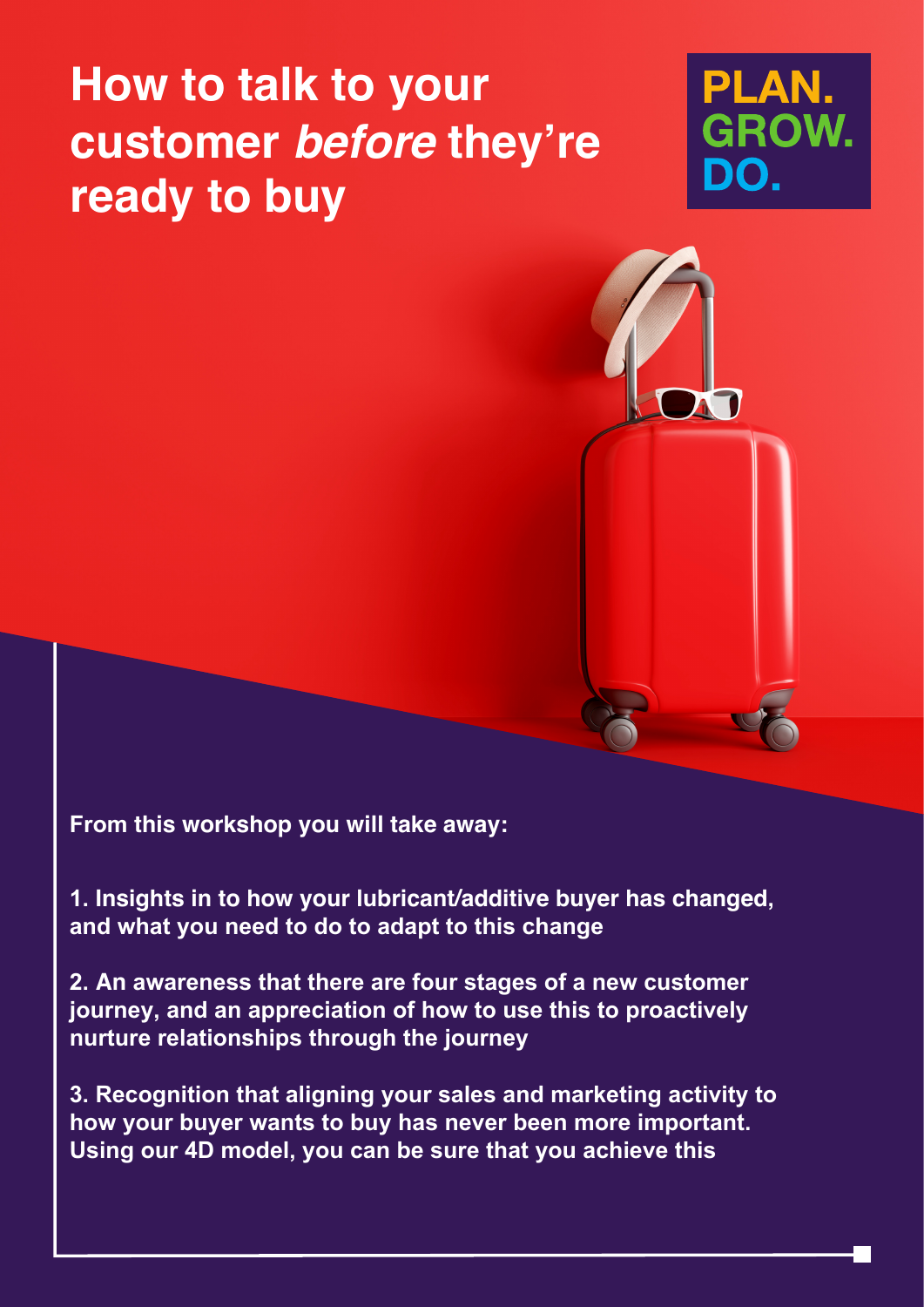# How to talk to your customer *before* they're ready to buy

PLAN.
GROW.
DO.

**From this workshop you will take away:**

**1. Insights in to how your lubricant/additive buyer has changed, and what you need to do to adapt to this change**

**2. An awareness that there are four stages of a new customer journey, and an appreciation of how to use this to proactively nurture relationships through the journey**

**3. Recognition that aligning your sales and marketing activity to how your buyer wants to buy has never been more important. Using our 4D model, you can be sure that you achieve this**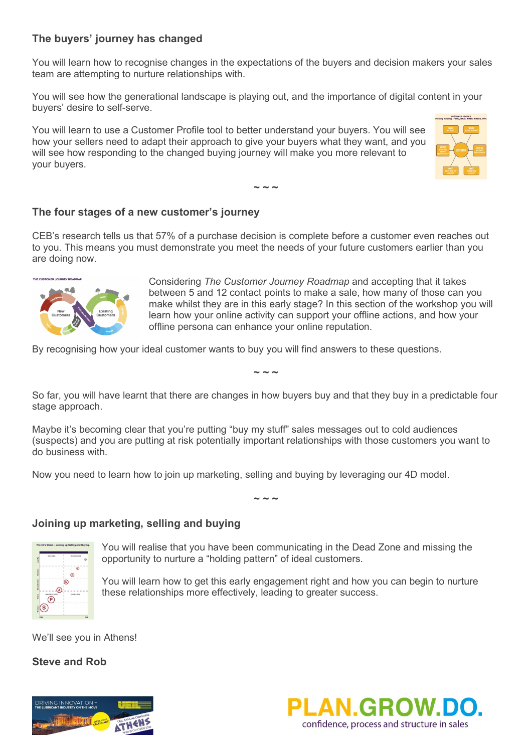## The buyers' journey has changed

You will learn how to recognise changes in the expectations of the buyers and decision makers your sales team are attempting to nurture relationships with.

You will see how the generational landscape is playing out, and the importance of digital content in your buyers' desire to self-serve.

You will learn to use a Customer Profile tool to better understand your buyers. You will see how your sellers need to adapt their approach to give your buyers what they want, and you will see how responding to the changed buying journey will make you more relevant to your buyers.

~ ~ ~

## The four stages of a new customer's journey

CEB's research tells us that 57% of a purchase decision is complete before a customer even reaches out to you. This means you must demonstrate you meet the needs of your future customers earlier than you are doing now.

Considering *The Customer Journey Roadmap* and accepting that it takes between 5 and 12 contact points to make a sale, how many of those can you make whilst they are in this early stage? In this section of the workshop you will learn how your online activity can support your offline actions, and how your offline persona can enhance your online reputation.

By recognising how your ideal customer wants to buy you will find answers to these questions.

~ ~ ~

So far, you will have learnt that there are changes in how buyers buy and that they buy in a predictable four stage approach.

Maybe it's becoming clear that you're putting "buy my stuff" sales messages out to cold audiences (suspects) and you are putting at risk potentially important relationships with those customers you want to do business with.

Now you need to learn how to join up marketing, selling and buying by leveraging our 4D model.

~ ~ ~

## Joining up marketing, selling and buying

You will realise that you have been communicating in the Dead Zone and missing the opportunity to nurture a "holding pattern" of ideal customers.

You will learn how to get this early engagement right and how you can begin to nurture these relationships more effectively, leading to greater success.

We'll see you in Athens!

**Steve and Rob**

PLAN.GROW.DO.
confidence, process and structure in sales